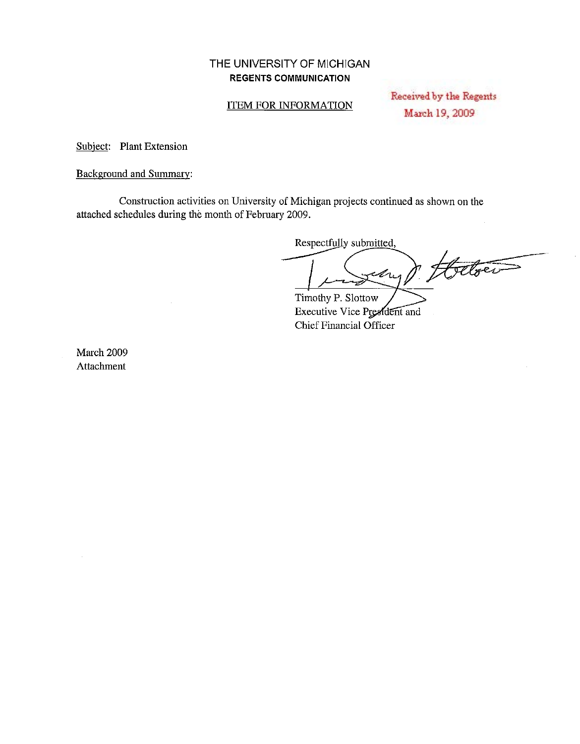# THE UNIVERSITY OF MICHIGAN
## REGENTS COMMUNICATION

ITEM FOR INFORMATION

Received by the Regents
March 19, 2009

Subject: Plant Extension

Background and Summary:

Construction activities on University of Michigan projects continued as shown on the attached schedules during the month of February 2009.

Respectfully submitted,

Timothy P. Slottow
Executive Vice President and
Chief Financial Officer

March 2009
Attachment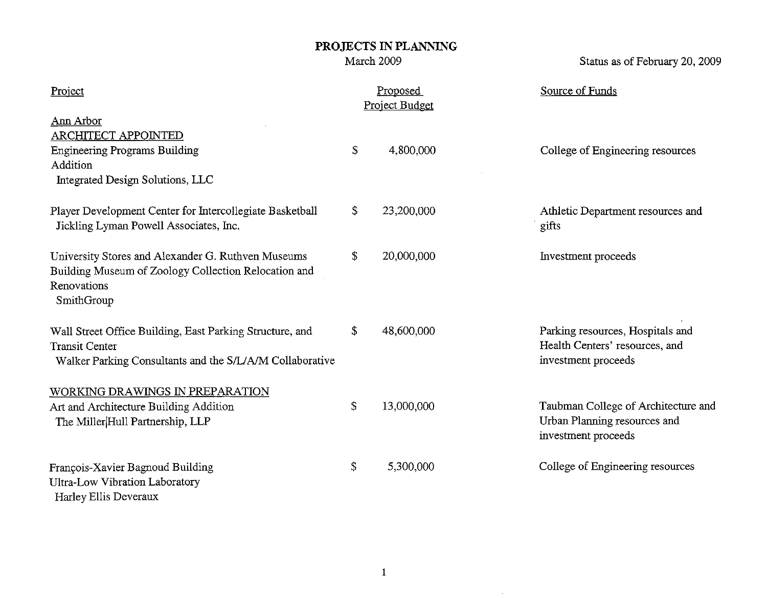# PROJECTS IN PLANNING

March 2009

Status as of February 20, 2009

| Project | Proposed Project Budget | Source of Funds |
|---|---|---|
| **Ann Arbor** | | |
| **ARCHITECT APPOINTED** | | |
| Engineering Programs Building Addition<br>Integrated Design Solutions, LLC | $ 4,800,000 | College of Engineering resources |
| Player Development Center for Intercollegiate Basketball<br>Jickling Lyman Powell Associates, Inc. | $ 23,200,000 | Athletic Department resources and gifts |
| University Stores and Alexander G. Ruthven Museums Building Museum of Zoology Collection Relocation and Renovations<br>SmithGroup | $ 20,000,000 | Investment proceeds |
| Wall Street Office Building, East Parking Structure, and Transit Center<br>Walker Parking Consultants and the S/L/A/M Collaborative | $ 48,600,000 | Parking resources, Hospitals and Health Centers' resources, and investment proceeds |
| **WORKING DRAWINGS IN PREPARATION** | | |
| Art and Architecture Building Addition<br>The Miller\|Hull Partnership, LLP | $ 13,000,000 | Taubman College of Architecture and Urban Planning resources and investment proceeds |
| François-Xavier Bagnoud Building Ultra-Low Vibration Laboratory<br>Harley Ellis Deveraux | $ 5,300,000 | College of Engineering resources |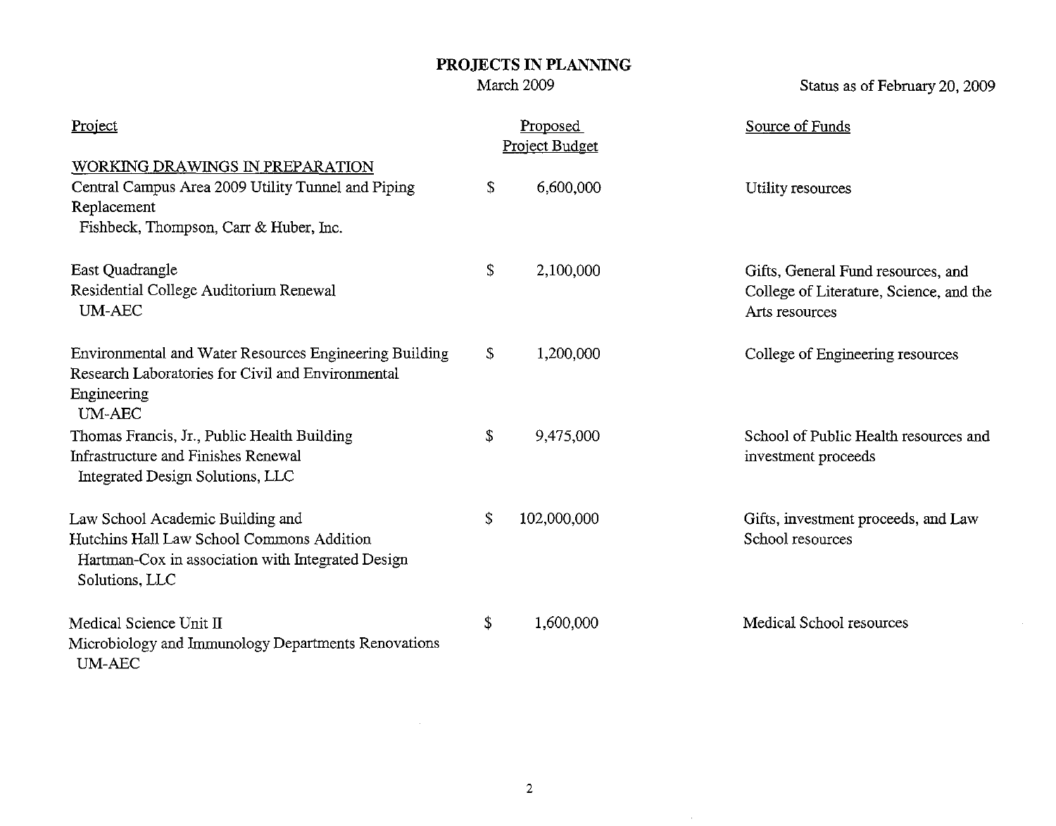# PROJECTS IN PLANNING

March 2009

Status as of February 20, 2009

| Project | Proposed Project Budget | Source of Funds |
|---|---|---|
| **WORKING DRAWINGS IN PREPARATION** | | |
| Central Campus Area 2009 Utility Tunnel and Piping Replacement<br>Fishbeck, Thompson, Carr & Huber, Inc. | $ 6,600,000 | Utility resources |
| East Quadrangle<br>Residential College Auditorium Renewal<br>UM-AEC | $ 2,100,000 | Gifts, General Fund resources, and College of Literature, Science, and the Arts resources |
| Environmental and Water Resources Engineering Building<br>Research Laboratories for Civil and Environmental Engineering<br>UM-AEC | $ 1,200,000 | College of Engineering resources |
| Thomas Francis, Jr., Public Health Building<br>Infrastructure and Finishes Renewal<br>Integrated Design Solutions, LLC | $ 9,475,000 | School of Public Health resources and investment proceeds |
| Law School Academic Building and<br>Hutchins Hall Law School Commons Addition<br>Hartman-Cox in association with Integrated Design Solutions, LLC | $ 102,000,000 | Gifts, investment proceeds, and Law School resources |
| Medical Science Unit II<br>Microbiology and Immunology Departments Renovations<br>UM-AEC | $ 1,600,000 | Medical School resources |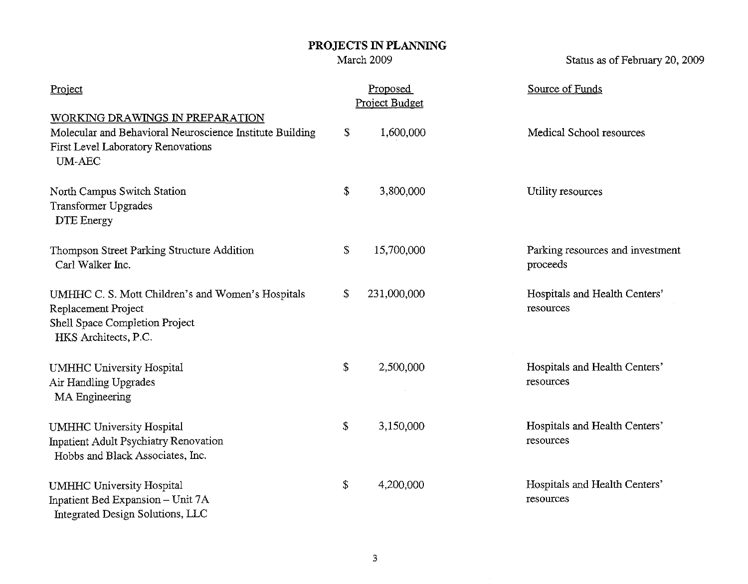# PROJECTS IN PLANNING

March 2009

Status as of February 20, 2009

| Project | Proposed Project Budget | Source of Funds |
|---|---|---|
| **WORKING DRAWINGS IN PREPARATION** | | |
| Molecular and Behavioral Neuroscience Institute Building<br>First Level Laboratory Renovations<br>UM-AEC | $ 1,600,000 | Medical School resources |
| North Campus Switch Station<br>Transformer Upgrades<br>DTE Energy | $ 3,800,000 | Utility resources |
| Thompson Street Parking Structure Addition<br>Carl Walker Inc. | $ 15,700,000 | Parking resources and investment proceeds |
| UMHHC C. S. Mott Children's and Women's Hospitals<br>Replacement Project<br>Shell Space Completion Project<br>HKS Architects, P.C. | $ 231,000,000 | Hospitals and Health Centers' resources |
| UMHHC University Hospital<br>Air Handling Upgrades<br>MA Engineering | $ 2,500,000 | Hospitals and Health Centers' resources |
| UMHHC University Hospital<br>Inpatient Adult Psychiatry Renovation<br>Hobbs and Black Associates, Inc. | $ 3,150,000 | Hospitals and Health Centers' resources |
| UMHHC University Hospital<br>Inpatient Bed Expansion – Unit 7A<br>Integrated Design Solutions, LLC | $ 4,200,000 | Hospitals and Health Centers' resources |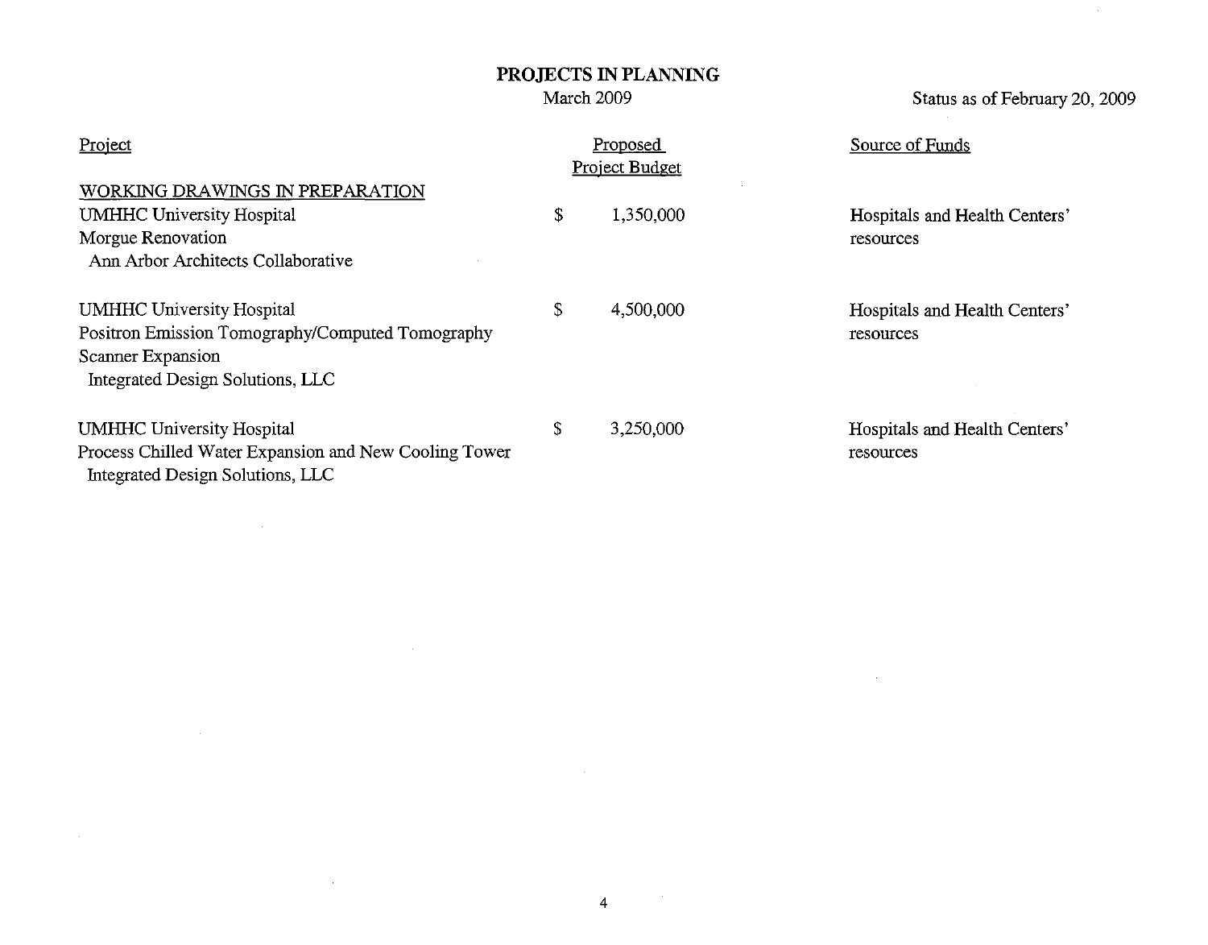# PROJECTS IN PLANNING

March 2009

Status as of February 20, 2009

| Project | Proposed Project Budget | Source of Funds |
|---|---|---|
| WORKING DRAWINGS IN PREPARATION | | |
| UMHHC University Hospital<br>Morgue Renovation<br>Ann Arbor Architects Collaborative | $ 1,350,000 | Hospitals and Health Centers' resources |
| UMHHC University Hospital<br>Positron Emission Tomography/Computed Tomography Scanner Expansion<br>Integrated Design Solutions, LLC | $ 4,500,000 | Hospitals and Health Centers' resources |
| UMHHC University Hospital<br>Process Chilled Water Expansion and New Cooling Tower<br>Integrated Design Solutions, LLC | $ 3,250,000 | Hospitals and Health Centers' resources |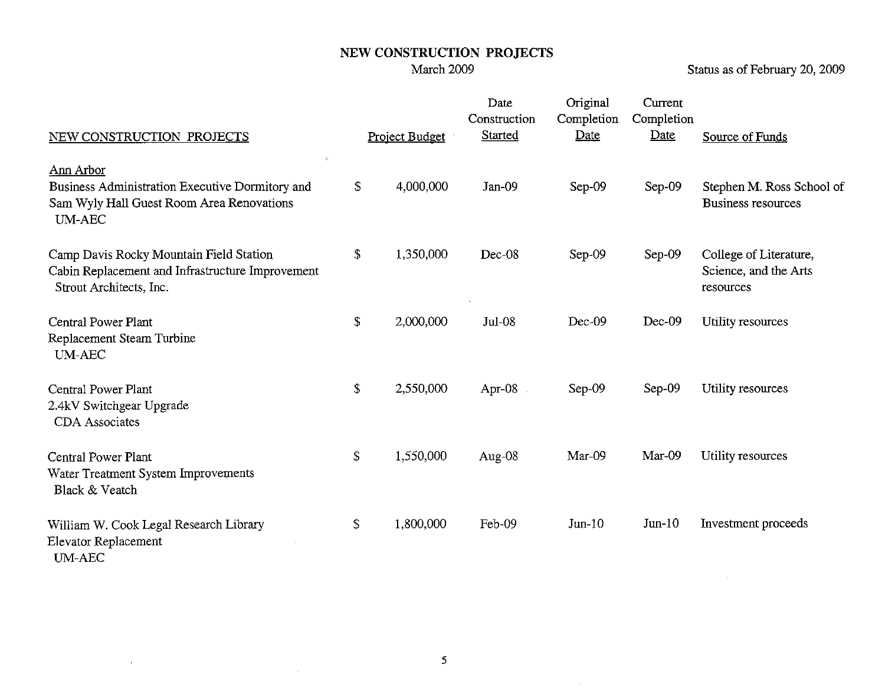# NEW CONSTRUCTION PROJECTS

March 2009

Status as of February 20, 2009

| NEW CONSTRUCTION PROJECTS | Project Budget | Date Construction Started | Original Completion Date | Current Completion Date | Source of Funds |
|---|---|---|---|---|---|
| Ann Arbor | | | | | |
| Business Administration Executive Dormitory and Sam Wyly Hall Guest Room Area Renovations UM-AEC | $ 4,000,000 | Jan-09 | Sep-09 | Sep-09 | Stephen M. Ross School of Business resources |
| Camp Davis Rocky Mountain Field Station Cabin Replacement and Infrastructure Improvement Strout Architects, Inc. | $ 1,350,000 | Dec-08 | Sep-09 | Sep-09 | College of Literature, Science, and the Arts resources |
| Central Power Plant Replacement Steam Turbine UM-AEC | $ 2,000,000 | Jul-08 | Dec-09 | Dec-09 | Utility resources |
| Central Power Plant 2.4kV Switchgear Upgrade CDA Associates | $ 2,550,000 | Apr-08 | Sep-09 | Sep-09 | Utility resources |
| Central Power Plant Water Treatment System Improvements Black & Veatch | $ 1,550,000 | Aug-08 | Mar-09 | Mar-09 | Utility resources |
| William W. Cook Legal Research Library Elevator Replacement UM-AEC | $ 1,800,000 | Feb-09 | Jun-10 | Jun-10 | Investment proceeds |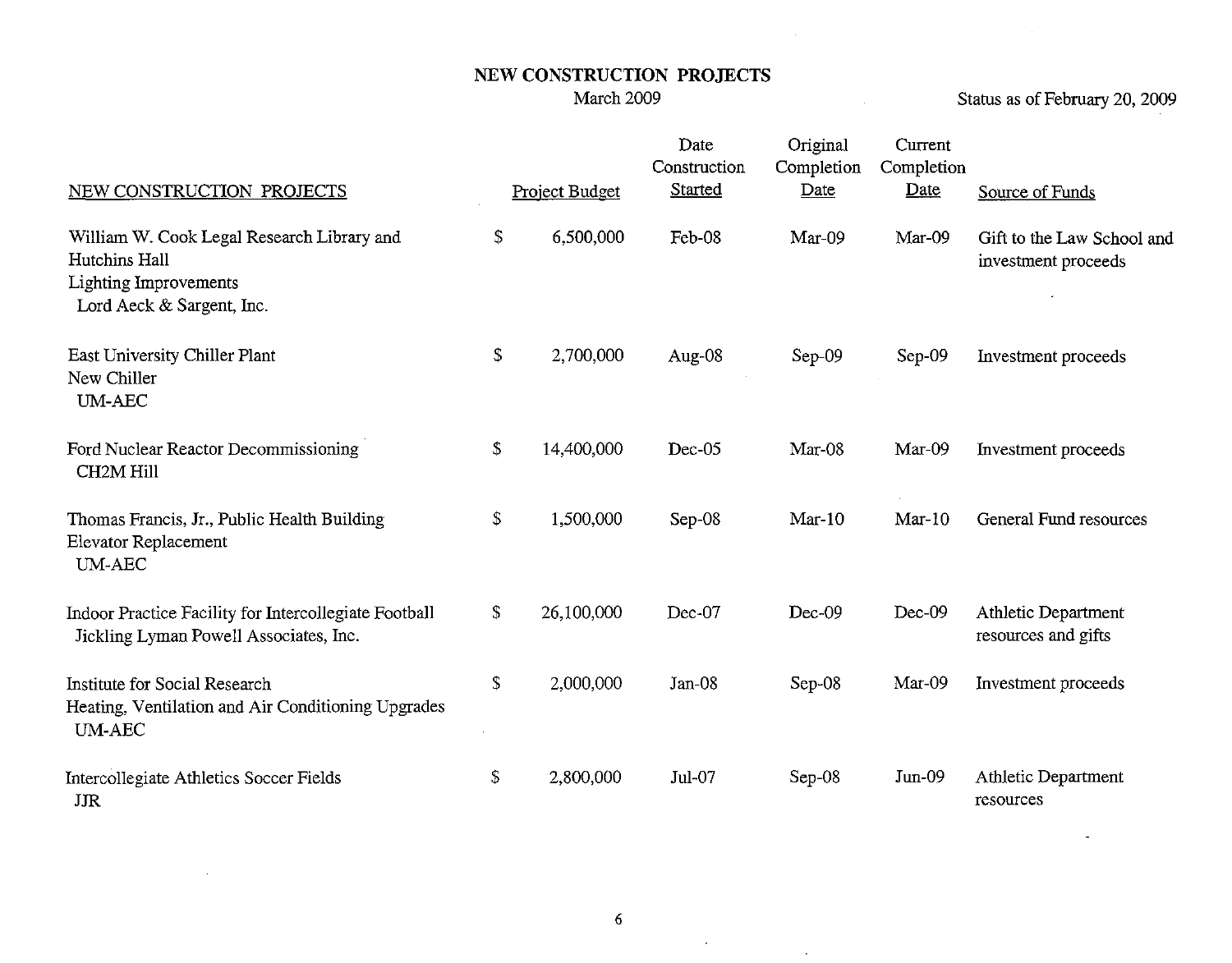# NEW CONSTRUCTION PROJECTS

March 2009

Status as of February 20, 2009

| NEW CONSTRUCTION PROJECTS | Project Budget | Date Construction Started | Original Completion Date | Current Completion Date | Source of Funds |
|---|---|---|---|---|---|
| William W. Cook Legal Research Library and Hutchins Hall<br>Lighting Improvements<br>Lord Aeck & Sargent, Inc. | $ 6,500,000 | Feb-08 | Mar-09 | Mar-09 | Gift to the Law School and investment proceeds |
| East University Chiller Plant<br>New Chiller<br>UM-AEC | $ 2,700,000 | Aug-08 | Sep-09 | Sep-09 | Investment proceeds |
| Ford Nuclear Reactor Decommissioning<br>CH2M Hill | $ 14,400,000 | Dec-05 | Mar-08 | Mar-09 | Investment proceeds |
| Thomas Francis, Jr., Public Health Building<br>Elevator Replacement<br>UM-AEC | $ 1,500,000 | Sep-08 | Mar-10 | Mar-10 | General Fund resources |
| Indoor Practice Facility for Intercollegiate Football<br>Jickling Lyman Powell Associates, Inc. | $ 26,100,000 | Dec-07 | Dec-09 | Dec-09 | Athletic Department resources and gifts |
| Institute for Social Research<br>Heating, Ventilation and Air Conditioning Upgrades<br>UM-AEC | $ 2,000,000 | Jan-08 | Sep-08 | Mar-09 | Investment proceeds |
| Intercollegiate Athletics Soccer Fields<br>JJR | $ 2,800,000 | Jul-07 | Sep-08 | Jun-09 | Athletic Department resources |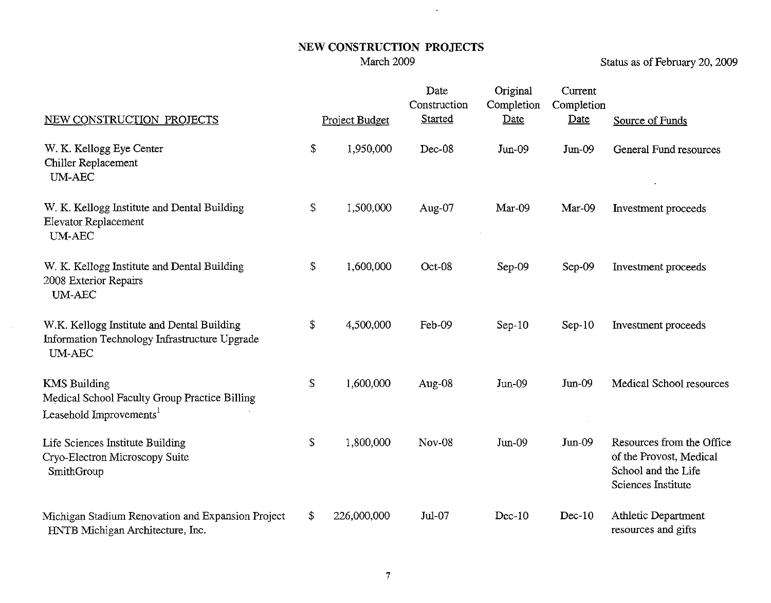# NEW CONSTRUCTION PROJECTS

March 2009

Status as of February 20, 2009

| NEW CONSTRUCTION PROJECTS | Project Budget | Date Construction Started | Original Completion Date | Current Completion Date | Source of Funds |
|---|---|---|---|---|---|
| W. K. Kellogg Eye Center<br>Chiller Replacement<br>UM-AEC | $ 1,950,000 | Dec-08 | Jun-09 | Jun-09 | General Fund resources |
| W. K. Kellogg Institute and Dental Building<br>Elevator Replacement<br>UM-AEC | $ 1,500,000 | Aug-07 | Mar-09 | Mar-09 | Investment proceeds |
| W. K. Kellogg Institute and Dental Building<br>2008 Exterior Repairs<br>UM-AEC | $ 1,600,000 | Oct-08 | Sep-09 | Sep-09 | Investment proceeds |
| W.K. Kellogg Institute and Dental Building<br>Information Technology Infrastructure Upgrade<br>UM-AEC | $ 4,500,000 | Feb-09 | Sep-10 | Sep-10 | Investment proceeds |
| KMS Building<br>Medical School Faculty Group Practice Billing<br>Leasehold Improvements[1] | $ 1,600,000 | Aug-08 | Jun-09 | Jun-09 | Medical School resources |
| Life Sciences Institute Building<br>Cryo-Electron Microscopy Suite<br>SmithGroup | $ 1,800,000 | Nov-08 | Jun-09 | Jun-09 | Resources from the Office of the Provost, Medical School and the Life Sciences Institute |
| Michigan Stadium Renovation and Expansion Project<br>HNTB Michigan Architecture, Inc. | $ 226,000,000 | Jul-07 | Dec-10 | Dec-10 | Athletic Department resources and gifts |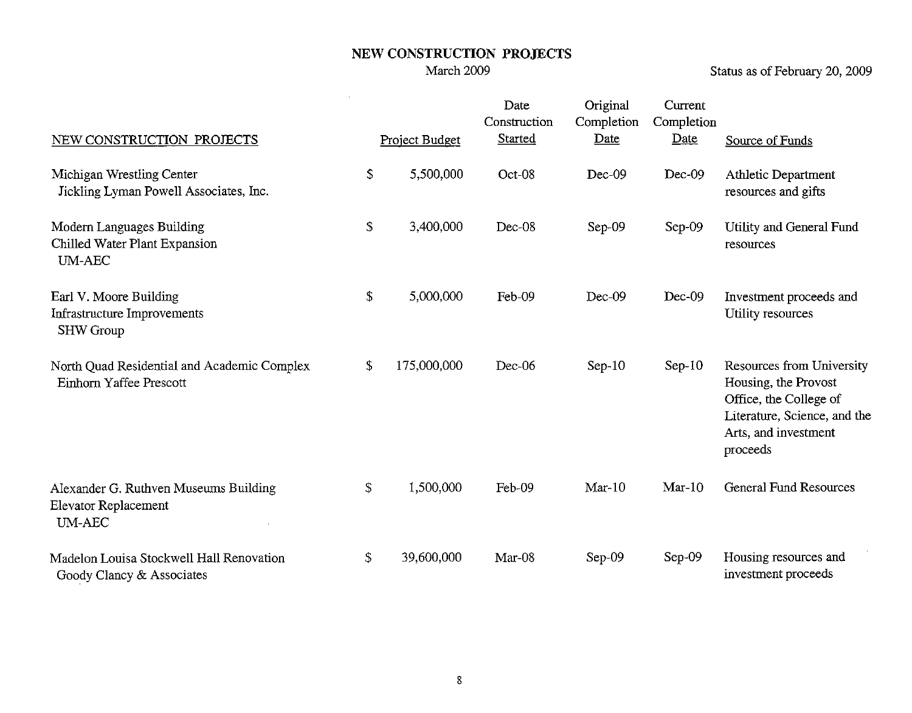# NEW CONSTRUCTION PROJECTS

March 2009

Status as of February 20, 2009

| NEW CONSTRUCTION PROJECTS | Project Budget | Date Construction Started | Original Completion Date | Current Completion Date | Source of Funds |
|---|---|---|---|---|---|
| Michigan Wrestling Center<br>Jickling Lyman Powell Associates, Inc. | $ 5,500,000 | Oct-08 | Dec-09 | Dec-09 | Athletic Department resources and gifts |
| Modern Languages Building<br>Chilled Water Plant Expansion<br>UM-AEC | $ 3,400,000 | Dec-08 | Sep-09 | Sep-09 | Utility and General Fund resources |
| Earl V. Moore Building<br>Infrastructure Improvements<br>SHW Group | $ 5,000,000 | Feb-09 | Dec-09 | Dec-09 | Investment proceeds and Utility resources |
| North Quad Residential and Academic Complex<br>Einhorn Yaffee Prescott | $ 175,000,000 | Dec-06 | Sep-10 | Sep-10 | Resources from University Housing, the Provost Office, the College of Literature, Science, and the Arts, and investment proceeds |
| Alexander G. Ruthven Museums Building<br>Elevator Replacement<br>UM-AEC | $ 1,500,000 | Feb-09 | Mar-10 | Mar-10 | General Fund Resources |
| Madelon Louisa Stockwell Hall Renovation<br>Goody Clancy & Associates | $ 39,600,000 | Mar-08 | Sep-09 | Sep-09 | Housing resources and investment proceeds |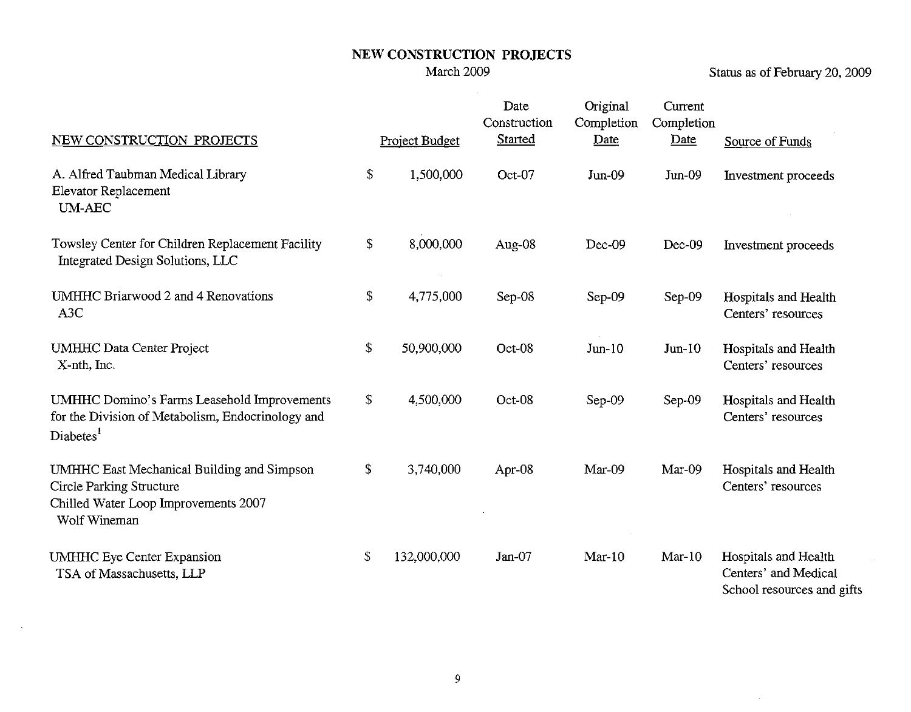# NEW CONSTRUCTION PROJECTS

March 2009

Status as of February 20, 2009

| NEW CONSTRUCTION PROJECTS | Project Budget | Date Construction Started | Original Completion Date | Current Completion Date | Source of Funds |
|---|---|---|---|---|---|
| A. Alfred Taubman Medical Library Elevator Replacement UM-AEC | $ 1,500,000 | Oct-07 | Jun-09 | Jun-09 | Investment proceeds |
| Towsley Center for Children Replacement Facility Integrated Design Solutions, LLC | $ 8,000,000 | Aug-08 | Dec-09 | Dec-09 | Investment proceeds |
| UMHHC Briarwood 2 and 4 Renovations A3C | $ 4,775,000 | Sep-08 | Sep-09 | Sep-09 | Hospitals and Health Centers' resources |
| UMHHC Data Center Project X-nth, Inc. | $ 50,900,000 | Oct-08 | Jun-10 | Jun-10 | Hospitals and Health Centers' resources |
| UMHHC Domino's Farms Leasehold Improvements for the Division of Metabolism, Endocrinology and Diabetes[1] | $ 4,500,000 | Oct-08 | Sep-09 | Sep-09 | Hospitals and Health Centers' resources |
| UMHHC East Mechanical Building and Simpson Circle Parking Structure Chilled Water Loop Improvements 2007 Wolf Wineman | $ 3,740,000 | Apr-08 | Mar-09 | Mar-09 | Hospitals and Health Centers' resources |
| UMHHC Eye Center Expansion TSA of Massachusetts, LLP | $ 132,000,000 | Jan-07 | Mar-10 | Mar-10 | Hospitals and Health Centers' and Medical School resources and gifts |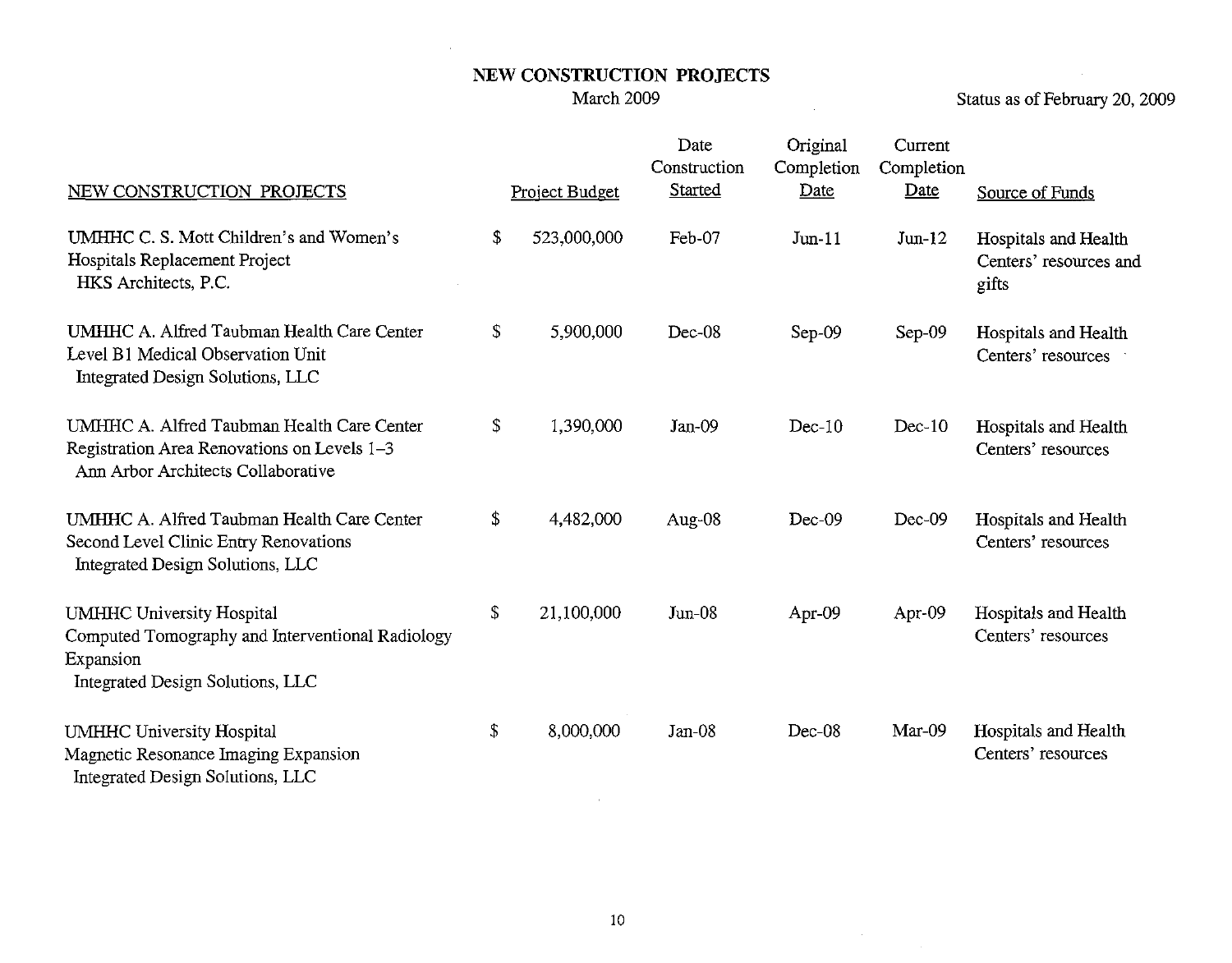# NEW CONSTRUCTION PROJECTS

March 2009

Status as of February 20, 2009

| NEW CONSTRUCTION PROJECTS | Project Budget | Date Construction Started | Original Completion Date | Current Completion Date | Source of Funds |
|---|---|---|---|---|---|
| UMHHC C. S. Mott Children's and Women's Hospitals Replacement Project<br>HKS Architects, P.C. | $ 523,000,000 | Feb-07 | Jun-11 | Jun-12 | Hospitals and Health Centers' resources and gifts |
| UMHHC A. Alfred Taubman Health Care Center Level B1 Medical Observation Unit<br>Integrated Design Solutions, LLC | $ 5,900,000 | Dec-08 | Sep-09 | Sep-09 | Hospitals and Health Centers' resources |
| UMHHC A. Alfred Taubman Health Care Center Registration Area Renovations on Levels 1–3<br>Ann Arbor Architects Collaborative | $ 1,390,000 | Jan-09 | Dec-10 | Dec-10 | Hospitals and Health Centers' resources |
| UMHHC A. Alfred Taubman Health Care Center Second Level Clinic Entry Renovations<br>Integrated Design Solutions, LLC | $ 4,482,000 | Aug-08 | Dec-09 | Dec-09 | Hospitals and Health Centers' resources |
| UMHHC University Hospital Computed Tomography and Interventional Radiology Expansion<br>Integrated Design Solutions, LLC | $ 21,100,000 | Jun-08 | Apr-09 | Apr-09 | Hospitals and Health Centers' resources |
| UMHHC University Hospital Magnetic Resonance Imaging Expansion<br>Integrated Design Solutions, LLC | $ 8,000,000 | Jan-08 | Dec-08 | Mar-09 | Hospitals and Health Centers' resources |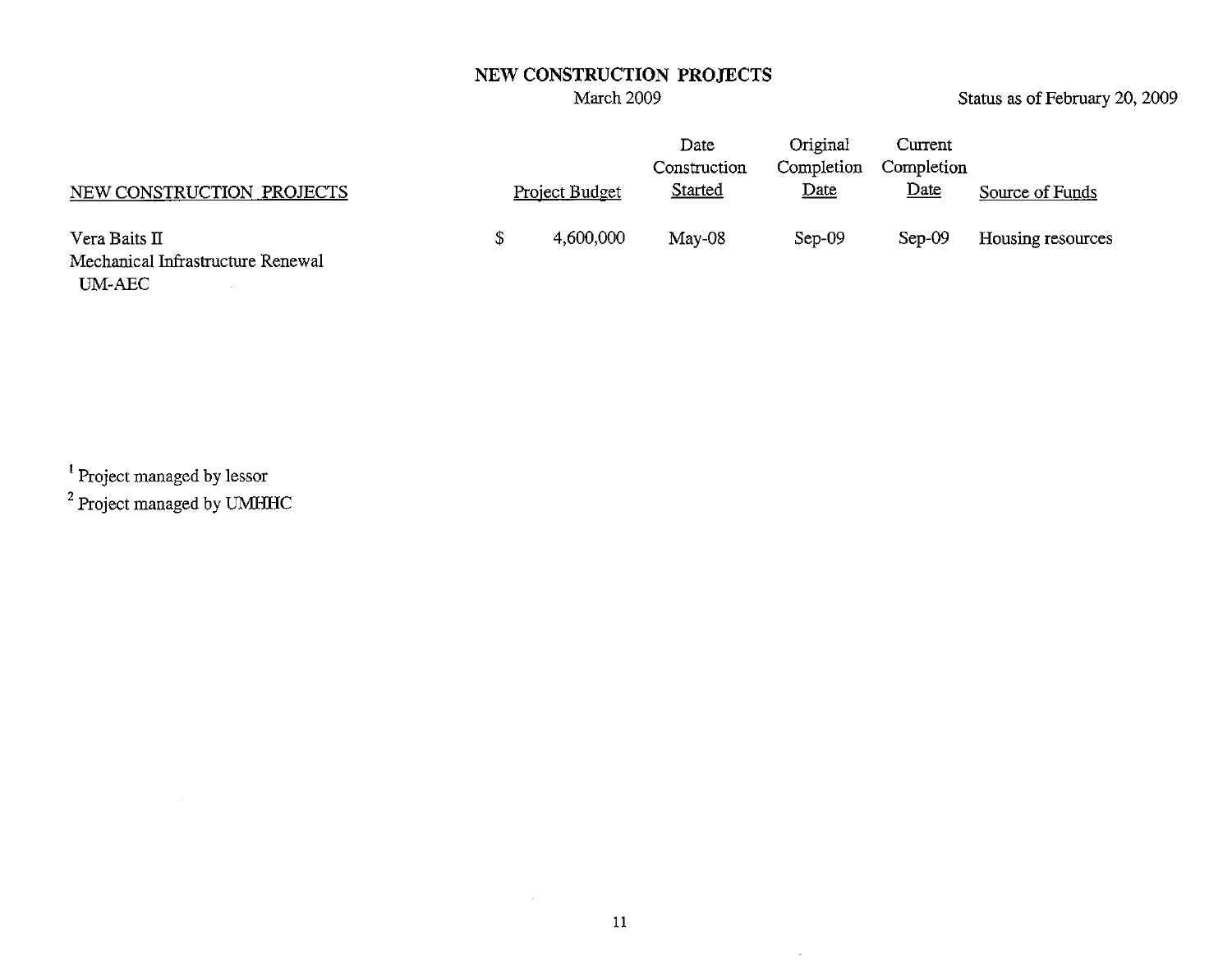# NEW CONSTRUCTION PROJECTS

March 2009

Status as of February 20, 2009

| NEW CONSTRUCTION PROJECTS | Project Budget | Date Construction Started | Original Completion Date | Current Completion Date | Source of Funds |
|---|---|---|---|---|---|
| Vera Baits II<br>Mechanical Infrastructure Renewal<br>UM-AEC | $ 4,600,000 | May-08 | Sep-09 | Sep-09 | Housing resources |

[1] Project managed by lessor

[2] Project managed by UMHHC